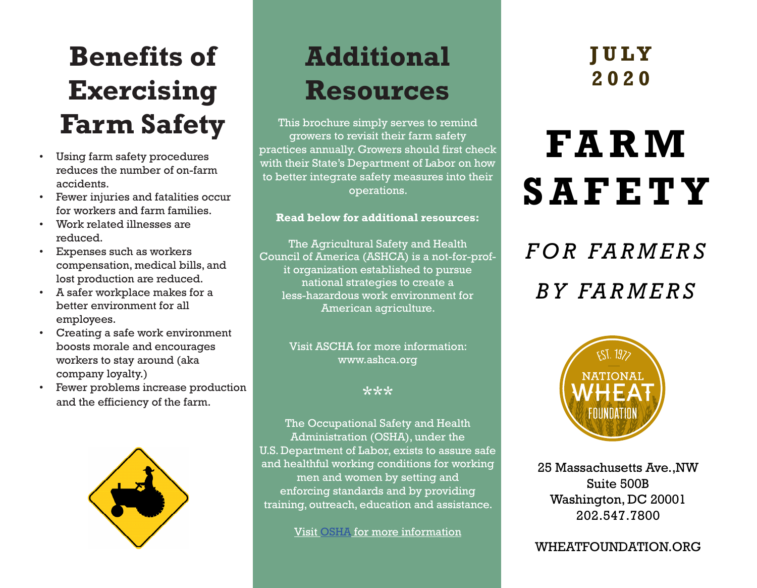# Benefits of Exercising Farm Safety

- Using farm safety procedures reduces the number of on-farm accidents.
- Fewer injuries and fatalities occur for workers and farm families.
- Work related illnesses are reduced.
- Expenses such as workers compensation, medical bills, and lost production are reduced.
- A safer workplace makes for a better environment for all employees.
- Creating a safe work environment boosts morale and encourages workers to stay around (aka company loyalty.)
- Fewer problems increase production and the efficiency of the farm.

# Additional Resources

This brochure simply serves to remind growers to revisit their farm safety practices annually. Growers should first check with their State's Department of Labor on how to better integrate safety measures into their operations.

**Read below for additional resources:**

The Agricultural Safety and Health Council of America (ASHCA) is a not-for-profit organization established to pursue national strategies to create a less-hazardous work environment for American agriculture.

Visit ASCHA for more information: www.ashca.org

***

The Occupational Safety and Health Administration (OSHA), under the U.S. Department of Labor, exists to assure safe and healthful working conditions for working men and women by setting and enforcing standards and by providing training, outreach, education and assistance.

Visit OSHA for more information

JULY 2020

# FARM SAFETY

*FOR FARMERS*

*BY FARMERS*

EST. 1977 NATIONAL WHEAT FOUNDATION

25 Massachusetts Ave.,NW
Suite 500B
Washington, DC 20001
202.547.7800

WHEATFOUNDATION.ORG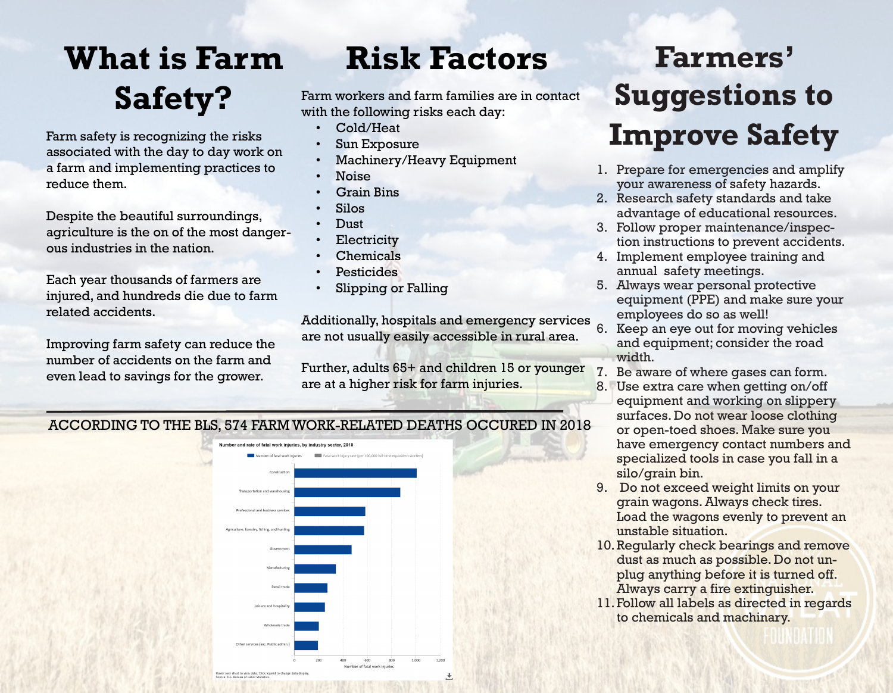# What is Farm Safety?

Farm safety is recognizing the risks associated with the day to day work on a farm and implementing practices to reduce them.

Despite the beautiful surroundings, agriculture is the on of the most dangerous industries in the nation.

Each year thousands of farmers are injured, and hundreds die due to farm related accidents.

Improving farm safety can reduce the number of accidents on the farm and even lead to savings for the grower.

# Risk Factors

Farm workers and farm families are in contact with the following risks each day:

- Cold/Heat
- Sun Exposure
- Machinery/Heavy Equipment
- Noise
- Grain Bins
- Silos
- Dust
- Electricity
- Chemicals
- Pesticides
- Slipping or Falling

Additionally, hospitals and emergency services are not usually easily accessible in rural area.

Further, adults 65+ and children 15 or younger are at a higher risk for farm injuries.

---

ACCORDING TO THE BLS, 574 FARM WORK-RELATED DEATHS OCCURED IN 2018

Number and rate of fatal work injuries, by industry sector, 2018

Number of fatal work injuries
Fatal work injury rate (per 100,000 full-time equivalent workers)

Construction
Transportation and warehousing
Professional and business services
Agriculture, forestry, fishing, and hunting
Government
Manufacturing
Retail trade
Leisure and hospitality
Wholesale trade
Other services (exc. Public admin.)

0 200 400 600 800 1,000 1,200

Number of fatal work injuries

Hover over chart to view data. Click legend to change data display.
Source: U.S. Bureau of Labor Statistics.

# Farmers' Suggestions to Improve Safety

1. Prepare for emergencies and amplify your awareness of safety hazards.
2. Research safety standards and take advantage of educational resources.
3. Follow proper maintenance/inspection instructions to prevent accidents.
4. Implement employee training and annual safety meetings.
5. Always wear personal protective equipment (PPE) and make sure your employees do so as well!
6. Keep an eye out for moving vehicles and equipment; consider the road width.
7. Be aware of where gases can form.
8. Use extra care when getting on/off equipment and working on slippery surfaces. Do not wear loose clothing or open-toed shoes. Make sure you have emergency contact numbers and specialized tools in case you fall in a silo/grain bin.
9. Do not exceed weight limits on your grain wagons. Always check tires. Load the wagons evenly to prevent an unstable situation.
10. Regularly check bearings and remove dust as much as possible. Do not unplug anything before it is turned off. Always carry a fire extinguisher.
11. Follow all labels as directed in regards to chemicals and machinary.